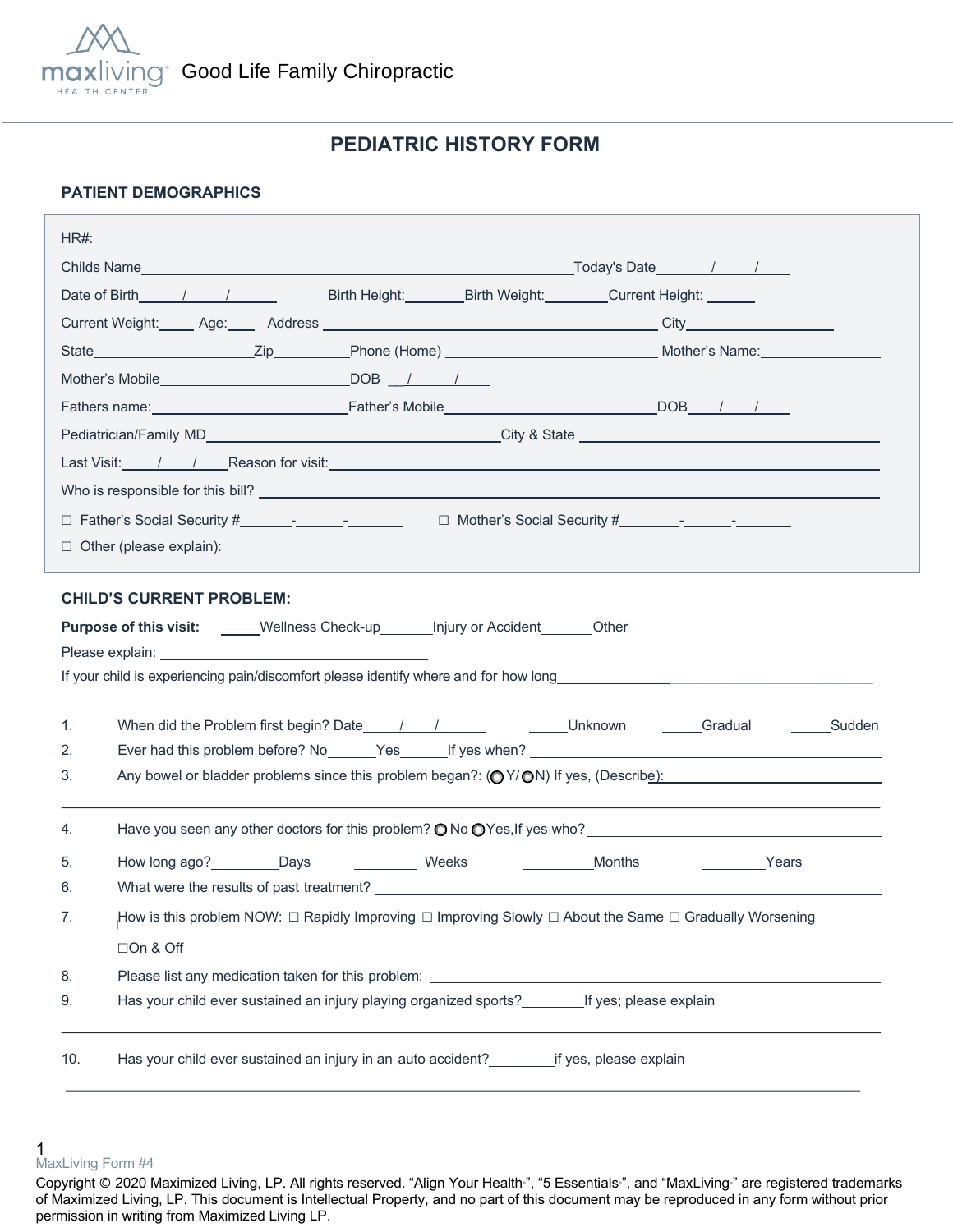maxliving HEALTH CENTER Good Life Family Chiropractic

# PEDIATRIC HISTORY FORM

## PATIENT DEMOGRAPHICS

HR#:______________________

Childs Name________________________________________________________Today's Date_______/_____/_____

Date of Birth_____/_____/______ Birth Height:________Birth Weight:________Current Height: ______

Current Weight:_____ Age:____ Address ____________________________________________ City________________

State____________________Zip__________Phone (Home) ____________________________ Mother's Name:_______________

Mother's Mobile________________________DOB __/_____/_____

Fathers name:________________________Father's Mobile__________________________DOB____/____/_____

Pediatrician/Family MD____________________________________City & State ____________________________________

Last Visit:_____/____/____Reason for visit:___________________________________________________________________

Who is responsible for this bill? ____________________________________________________________________________

☐ Father's Social Security #_______-______-_______ ☐ Mother's Social Security #________-______-________

☐ Other (please explain):

## CHILD'S CURRENT PROBLEM:

**Purpose of this visit:** _____Wellness Check-up_______Injury or Accident______Other

Please explain: _________________________________

If your child is experiencing pain/discomfort please identify where and for how long__________________________________________

1. When did the Problem first begin? Date_____/____/_______ _____Unknown _____Gradual _____Sudden
2. Ever had this problem before? No______Yes______If yes when? ________________________________________
3. Any bowel or bladder problems since this problem began?: (◯ Y/ ◯ N) If yes, (Describe):_____________________________

________________________________________________________________________________________________________

4. Have you seen any other doctors for this problem? ◯ No ◯ Yes,If yes who? ____________________________________
5. How long ago?_________Days ________ Weeks _________Months ________Years
6. What were the results of past treatment? ______________________________________________________________
7. How is this problem NOW: ☐ Rapidly Improving ☐ Improving Slowly ☐ About the Same ☐ Gradually Worsening ☐ On & Off
8. Please list any medication taken for this problem: _______________________________________________________
9. Has your child ever sustained an injury playing organized sports?________If yes; please explain

________________________________________________________________________________________________________

10. Has your child ever sustained an injury in an auto accident?________if yes, please explain

________________________________________________________________________________________________________

MaxLiving Form #4

Copyright © 2020 Maximized Living, LP. All rights reserved. "Align Your Health", "5 Essentials", and "MaxLiving" are registered trademarks of Maximized Living, LP. This document is Intellectual Property, and no part of this document may be reproduced in any form without prior permission in writing from Maximized Living LP.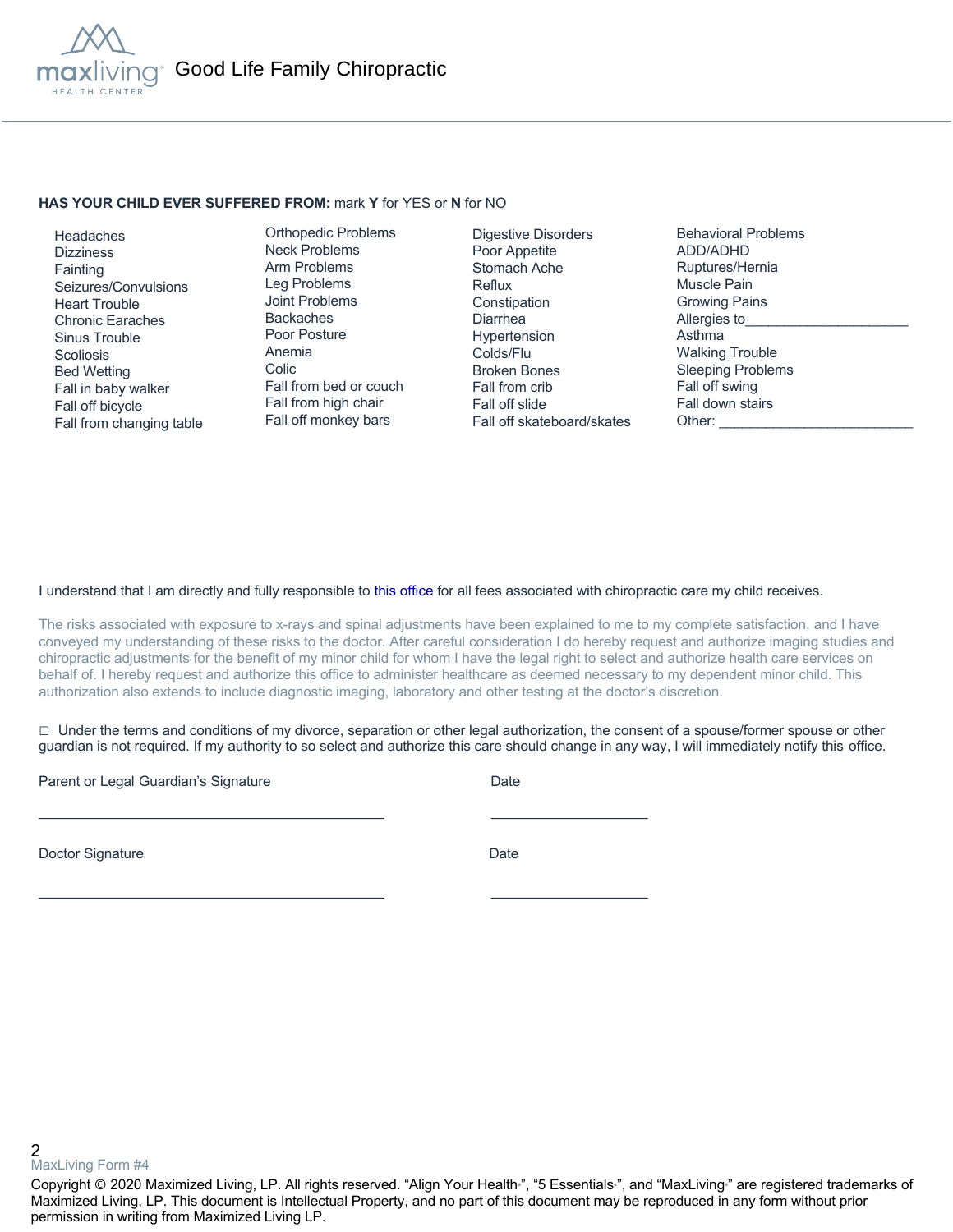Good Life Family Chiropractic

**HAS YOUR CHILD EVER SUFFERED FROM:** mark **Y** for YES or **N** for NO

| | | | |
|---|---|---|---|
| Headaches | Orthopedic Problems | Digestive Disorders | Behavioral Problems |
| Dizziness | Neck Problems | Poor Appetite | ADD/ADHD |
| Fainting | Arm Problems | Stomach Ache | Ruptures/Hernia |
| Seizures/Convulsions | Leg Problems | Reflux | Muscle Pain |
| Heart Trouble | Joint Problems | Constipation | Growing Pains |
| Chronic Earaches | Backaches | Diarrhea | Allergies to_____________________ |
| Sinus Trouble | Poor Posture | Hypertension | Asthma |
| Scoliosis | Anemia | Colds/Flu | Walking Trouble |
| Bed Wetting | Colic | Broken Bones | Sleeping Problems |
| Fall in baby walker | Fall from bed or couch | Fall from crib | Fall off swing |
| Fall off bicycle | Fall from high chair | Fall off slide | Fall down stairs |
| Fall from changing table | Fall off monkey bars | Fall off skateboard/skates | Other: _________________________ |

I understand that I am directly and fully responsible to this office for all fees associated with chiropractic care my child receives.

The risks associated with exposure to x-rays and spinal adjustments have been explained to me to my complete satisfaction, and I have conveyed my understanding of these risks to the doctor. After careful consideration I do hereby request and authorize imaging studies and chiropractic adjustments for the benefit of my minor child for whom I have the legal right to select and authorize health care services on behalf of. I hereby request and authorize this office to administer healthcare as deemed necessary to my dependent minor child. This authorization also extends to include diagnostic imaging, laboratory and other testing at the doctor's discretion.

☐ Under the terms and conditions of my divorce, separation or other legal authorization, the consent of a spouse/former spouse or other guardian is not required. If my authority to so select and authorize this care should change in any way, I will immediately notify this office.

Parent or Legal Guardian's Signature ____________________________________________ Date ____________________

Doctor Signature ____________________________________________ Date ____________________

MaxLiving Form #4

Copyright © 2020 Maximized Living, LP. All rights reserved. "Align Your Health®", "5 Essentials®", and "MaxLiving®" are registered trademarks of Maximized Living, LP. This document is Intellectual Property, and no part of this document may be reproduced in any form without prior permission in writing from Maximized Living LP.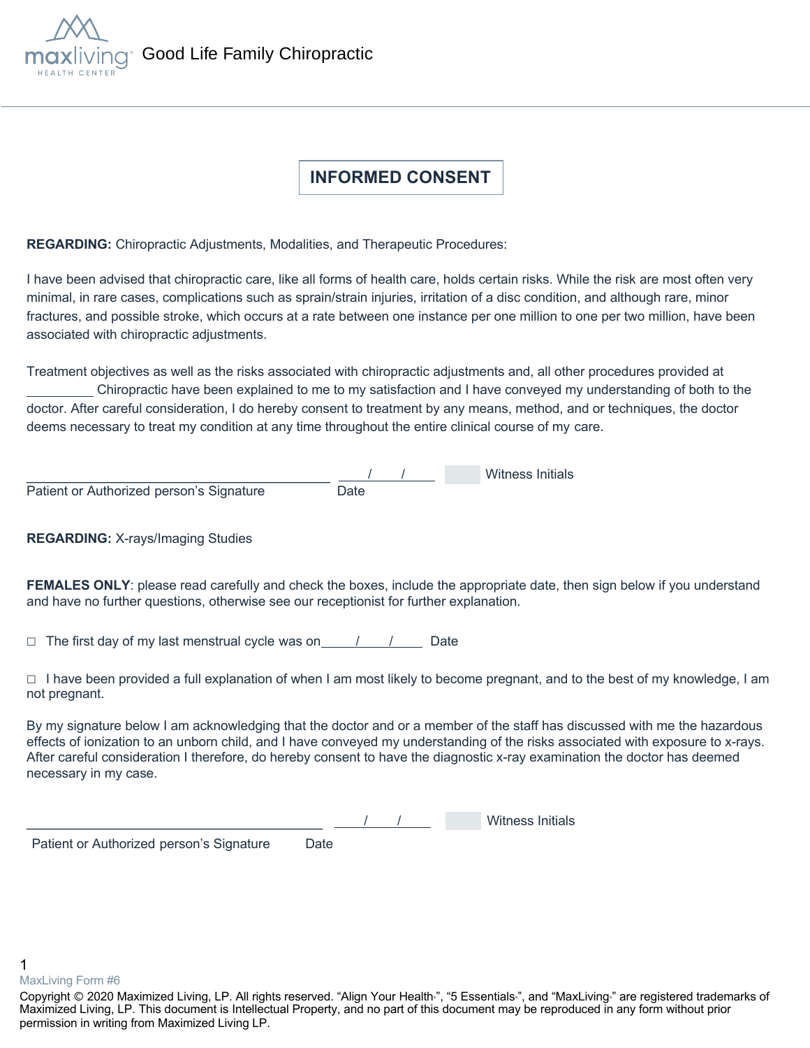Good Life Family Chiropractic

## INFORMED CONSENT

**REGARDING:** Chiropractic Adjustments, Modalities, and Therapeutic Procedures:

I have been advised that chiropractic care, like all forms of health care, holds certain risks. While the risk are most often very minimal, in rare cases, complications such as sprain/strain injuries, irritation of a disc condition, and although rare, minor fractures, and possible stroke, which occurs at a rate between one instance per one million to one per two million, have been associated with chiropractic adjustments.

Treatment objectives as well as the risks associated with chiropractic adjustments and, all other procedures provided at __________ Chiropractic have been explained to me to my satisfaction and I have conveyed my understanding of both to the doctor. After careful consideration, I do hereby consent to treatment by any means, method, and or techniques, the doctor deems necessary to treat my condition at any time throughout the entire clinical course of my care.

______________________________________ ____/____/____ ______ Witness Initials

Patient or Authorized person's Signature Date

**REGARDING:** X-rays/Imaging Studies

**FEMALES ONLY**: please read carefully and check the boxes, include the appropriate date, then sign below if you understand and have no further questions, otherwise see our receptionist for further explanation.

□ The first day of my last menstrual cycle was on____/____/____ Date

□ I have been provided a full explanation of when I am most likely to become pregnant, and to the best of my knowledge, I am not pregnant.

By my signature below I am acknowledging that the doctor and or a member of the staff has discussed with me the hazardous effects of ionization to an unborn child, and I have conveyed my understanding of the risks associated with exposure to x-rays. After careful consideration I therefore, do hereby consent to have the diagnostic x-ray examination the doctor has deemed necessary in my case.

______________________________________ ____/____/____ ______ Witness Initials

Patient or Authorized person's Signature Date

MaxLiving Form #6

Copyright © 2020 Maximized Living, LP. All rights reserved. "Align Your Health®", "5 Essentials®", and "MaxLiving®" are registered trademarks of Maximized Living, LP. This document is Intellectual Property, and no part of this document may be reproduced in any form without prior permission in writing from Maximized Living LP.